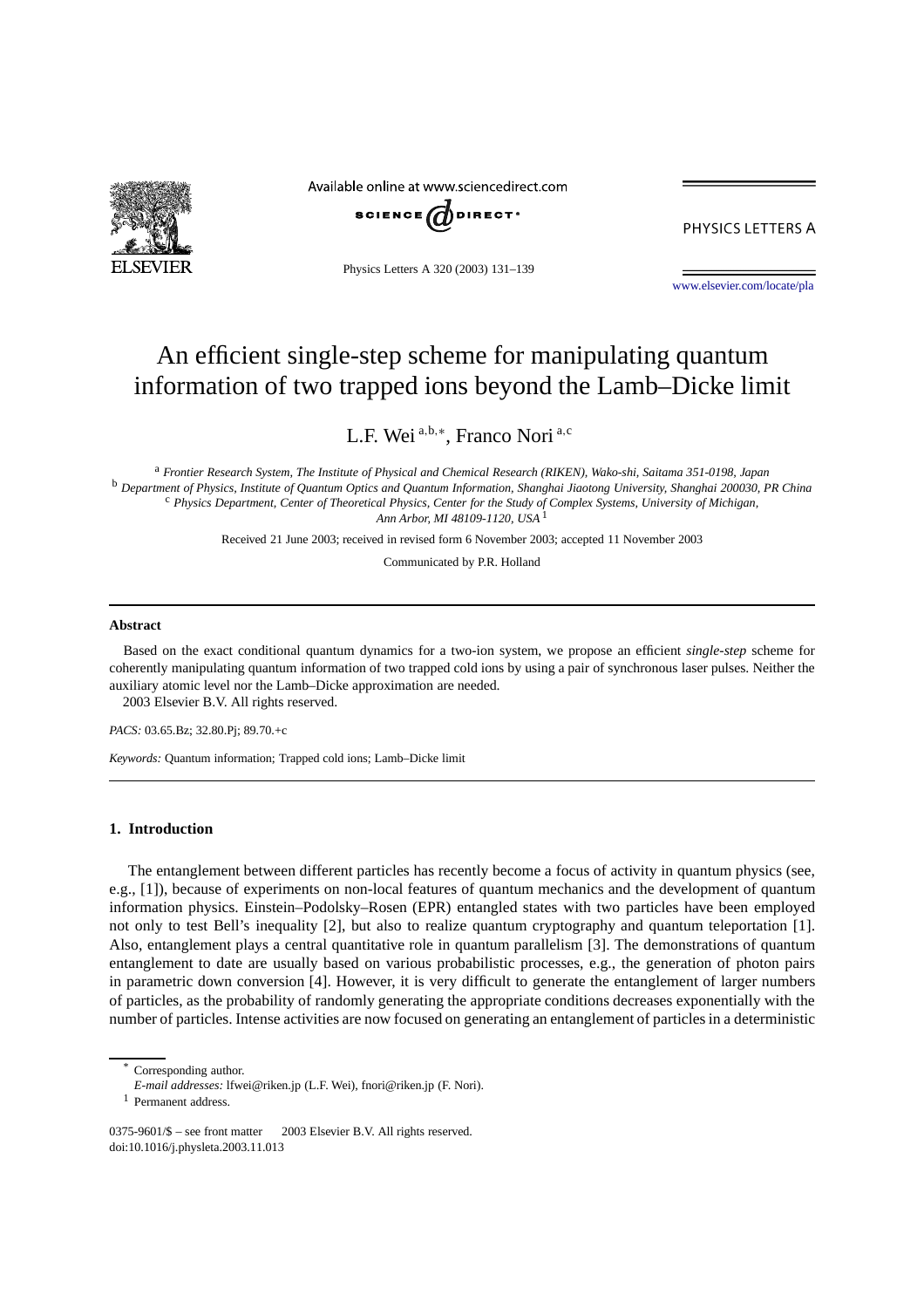# An efficient single-step scheme for manipulating quantum information of two trapped ions beyond the Lamb–Dicke limit

L.F. Wei [a,b,*], Franco Nori [a,c]

[a] *Frontier Research System, The Institute of Physical and Chemical Research (RIKEN), Wako-shi, Saitama 351-0198, Japan*
[b] *Department of Physics, Institute of Quantum Optics and Quantum Information, Shanghai Jiaotong University, Shanghai 200030, PR China*
[c] *Physics Department, Center of Theoretical Physics, Center for the Study of Complex Systems, University of Michigan, Ann Arbor, MI 48109-1120, USA* [1]

Received 21 June 2003; received in revised form 6 November 2003; accepted 11 November 2003

Communicated by P.R. Holland

## Abstract

Based on the exact conditional quantum dynamics for a two-ion system, we propose an efficient *single-step* scheme for coherently manipulating quantum information of two trapped cold ions by using a pair of synchronous laser pulses. Neither the auxiliary atomic level nor the Lamb–Dicke approximation are needed.

2003 Elsevier B.V. All rights reserved.

*PACS:* 03.65.Bz; 32.80.Pj; 89.70.+c

*Keywords:* Quantum information; Trapped cold ions; Lamb–Dicke limit

## 1. Introduction

The entanglement between different particles has recently become a focus of activity in quantum physics (see, e.g., [1]), because of experiments on non-local features of quantum mechanics and the development of quantum information physics. Einstein–Podolsky–Rosen (EPR) entangled states with two particles have been employed not only to test Bell's inequality [2], but also to realize quantum cryptography and quantum teleportation [1]. Also, entanglement plays a central quantitative role in quantum parallelism [3]. The demonstrations of quantum entanglement to date are usually based on various probabilistic processes, e.g., the generation of photon pairs in parametric down conversion [4]. However, it is very difficult to generate the entanglement of larger numbers of particles, as the probability of randomly generating the appropriate conditions decreases exponentially with the number of particles. Intense activities are now focused on generating an entanglement of particles in a deterministic

---

* Corresponding author.
*E-mail addresses:* lfwei@riken.jp (L.F. Wei), fnori@riken.jp (F. Nori).
[1] Permanent address.

0375-9601/$ – see front matter 2003 Elsevier B.V. All rights reserved.
doi:10.1016/j.physleta.2003.11.013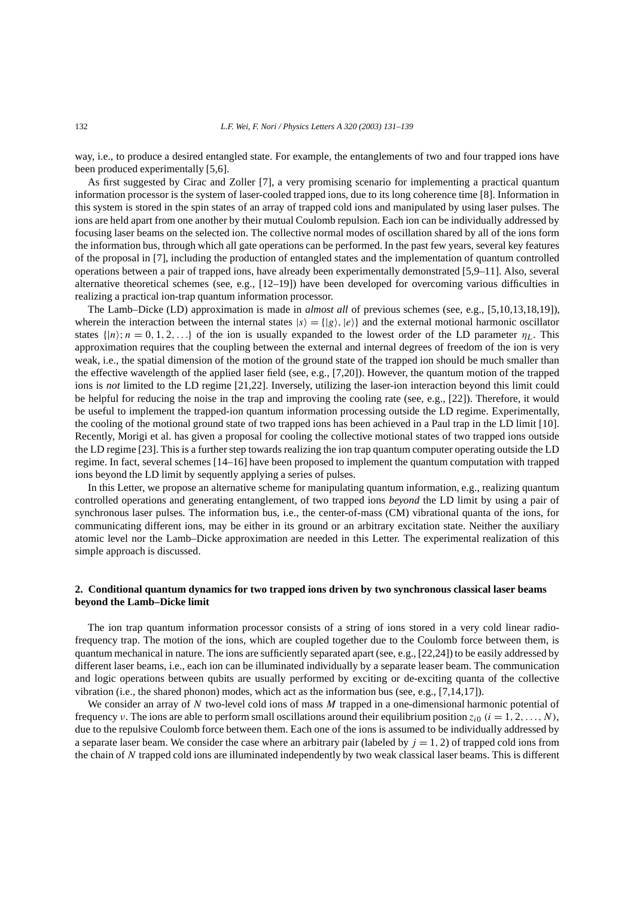way, i.e., to produce a desired entangled state. For example, the entanglements of two and four trapped ions have been produced experimentally [5,6].

As first suggested by Cirac and Zoller [7], a very promising scenario for implementing a practical quantum information processor is the system of laser-cooled trapped ions, due to its long coherence time [8]. Information in this system is stored in the spin states of an array of trapped cold ions and manipulated by using laser pulses. The ions are held apart from one another by their mutual Coulomb repulsion. Each ion can be individually addressed by focusing laser beams on the selected ion. The collective normal modes of oscillation shared by all of the ions form the information bus, through which all gate operations can be performed. In the past few years, several key features of the proposal in [7], including the production of entangled states and the implementation of quantum controlled operations between a pair of trapped ions, have already been experimentally demonstrated [5,9–11]. Also, several alternative theoretical schemes (see, e.g., [12–19]) have been developed for overcoming various difficulties in realizing a practical ion-trap quantum information processor.

The Lamb–Dicke (LD) approximation is made in *almost all* of previous schemes (see, e.g., [5,10,13,18,19]), wherein the interaction between the internal states $|s\rangle = \{|g\rangle, |e\rangle\}$ and the external motional harmonic oscillator states $\{|n\rangle; n = 0, 1, 2, \ldots\}$ of the ion is usually expanded to the lowest order of the LD parameter $\eta_L$. This approximation requires that the coupling between the external and internal degrees of freedom of the ion is very weak, i.e., the spatial dimension of the motion of the ground state of the trapped ion should be much smaller than the effective wavelength of the applied laser field (see, e.g., [7,20]). However, the quantum motion of the trapped ions is *not* limited to the LD regime [21,22]. Inversely, utilizing the laser-ion interaction beyond this limit could be helpful for reducing the noise in the trap and improving the cooling rate (see, e.g., [22]). Therefore, it would be useful to implement the trapped-ion quantum information processing outside the LD regime. Experimentally, the cooling of the motional ground state of two trapped ions has been achieved in a Paul trap in the LD limit [10]. Recently, Morigi et al. has given a proposal for cooling the collective motional states of two trapped ions outside the LD regime [23]. This is a further step towards realizing the ion trap quantum computer operating outside the LD regime. In fact, several schemes [14–16] have been proposed to implement the quantum computation with trapped ions beyond the LD limit by sequently applying a series of pulses.

In this Letter, we propose an alternative scheme for manipulating quantum information, e.g., realizing quantum controlled operations and generating entanglement, of two trapped ions *beyond* the LD limit by using a pair of synchronous laser pulses. The information bus, i.e., the center-of-mass (CM) vibrational quanta of the ions, for communicating different ions, may be either in its ground or an arbitrary excitation state. Neither the auxiliary atomic level nor the Lamb–Dicke approximation are needed in this Letter. The experimental realization of this simple approach is discussed.

## 2. Conditional quantum dynamics for two trapped ions driven by two synchronous classical laser beams beyond the Lamb–Dicke limit

The ion trap quantum information processor consists of a string of ions stored in a very cold linear radio-frequency trap. The motion of the ions, which are coupled together due to the Coulomb force between them, is quantum mechanical in nature. The ions are sufficiently separated apart (see, e.g., [22,24]) to be easily addressed by different laser beams, i.e., each ion can be illuminated individually by a separate leaser beam. The communication and logic operations between qubits are usually performed by exciting or de-exciting quanta of the collective vibration (i.e., the shared phonon) modes, which act as the information bus (see, e.g., [7,14,17]).

We consider an array of $N$ two-level cold ions of mass $M$ trapped in a one-dimensional harmonic potential of frequency $\nu$. The ions are able to perform small oscillations around their equilibrium position $z_{i0}$ $(i = 1, 2, \ldots, N)$, due to the repulsive Coulomb force between them. Each one of the ions is assumed to be individually addressed by a separate laser beam. We consider the case where an arbitrary pair (labeled by $j = 1, 2$) of trapped cold ions from the chain of $N$ trapped cold ions are illuminated independently by two weak classical laser beams. This is different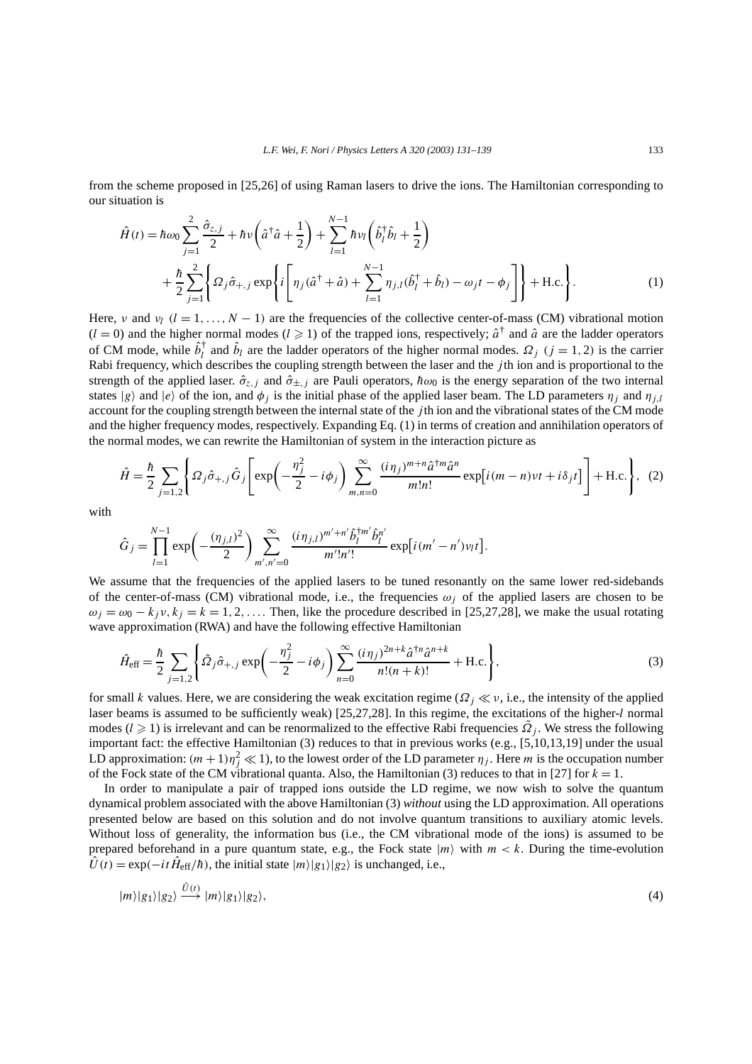from the scheme proposed in [25,26] of using Raman lasers to drive the ions. The Hamiltonian corresponding to our situation is

$$\hat{H}(t) = \hbar\omega_0 \sum_{j=1}^{2} \frac{\hat{\sigma}_{z,j}}{2} + \hbar\nu\left(\hat{a}^\dagger\hat{a} + \frac{1}{2}\right) + \sum_{l=1}^{N-1} \hbar\nu_l\left(\hat{b}_l^\dagger\hat{b}_l + \frac{1}{2}\right) + \frac{\hbar}{2}\sum_{j=1}^{2}\left\{\Omega_j\hat{\sigma}_{+,j}\exp\left\{i\left[\eta_j(\hat{a}^\dagger + \hat{a}) + \sum_{l=1}^{N-1}\eta_{j,l}(\hat{b}_l^\dagger + \hat{b}_l) - \omega_j t - \phi_j\right]\right\} + \text{H.c.}\right\}. \tag{1}$$

Here, $\nu$ and $\nu_l$ $(l = 1, \ldots, N-1)$ are the frequencies of the collective center-of-mass (CM) vibrational motion $(l = 0)$ and the higher normal modes $(l \geqslant 1)$ of the trapped ions, respectively; $\hat{a}^\dagger$ and $\hat{a}$ are the ladder operators of CM mode, while $\hat{b}_l^\dagger$ and $\hat{b}_l$ are the ladder operators of the higher normal modes. $\Omega_j$ $(j = 1, 2)$ is the carrier Rabi frequency, which describes the coupling strength between the laser and the $j$th ion and is proportional to the strength of the applied laser. $\hat{\sigma}_{z,j}$ and $\hat{\sigma}_{\pm,j}$ are Pauli operators, $\hbar\omega_0$ is the energy separation of the two internal states $|g\rangle$ and $|e\rangle$ of the ion, and $\phi_j$ is the initial phase of the applied laser beam. The LD parameters $\eta_j$ and $\eta_{j,l}$ account for the coupling strength between the internal state of the $j$th ion and the vibrational states of the CM mode and the higher frequency modes, respectively. Expanding Eq. (1) in terms of creation and annihilation operators of the normal modes, we can rewrite the Hamiltonian of system in the interaction picture as

$$\hat{H} = \frac{\hbar}{2}\sum_{j=1,2}\left\{\Omega_j\hat{\sigma}_{+,j}\hat{G}_j\left[\exp\left(-\frac{\eta_j^2}{2} - i\phi_j\right)\sum_{m,n=0}^{\infty}\frac{(i\eta_j)^{m+n}\hat{a}^{\dagger m}\hat{a}^n}{m!n!}\exp\left[i(m-n)\nu t + i\delta_j t\right]\right] + \text{H.c.}\right\}, \tag{2}$$

with

$$\hat{G}_j = \prod_{l=1}^{N-1}\exp\left(-\frac{(\eta_{j,l})^2}{2}\right)\sum_{m',n'=0}^{\infty}\frac{(i\eta_{j,l})^{m'+n'}\hat{b}_l^{\dagger m'}\hat{b}_l^{n'}}{m'!n'!}\exp\left[i(m'-n')\nu_l t\right].$$

We assume that the frequencies of the applied lasers to be tuned resonantly on the same lower red-sidebands of the center-of-mass (CM) vibrational mode, i.e., the frequencies $\omega_j$ of the applied lasers are chosen to be $\omega_j = \omega_0 - k_j\nu$, $k_j = k = 1, 2, \ldots$. Then, like the procedure described in [25,27,28], we make the usual rotating wave approximation (RWA) and have the following effective Hamiltonian

$$\hat{H}_{\text{eff}} = \frac{\hbar}{2}\sum_{j=1,2}\left\{\tilde{\Omega}_j\hat{\sigma}_{+,j}\exp\left(-\frac{\eta_j^2}{2} - i\phi_j\right)\sum_{n=0}^{\infty}\frac{(i\eta_j)^{2n+k}\hat{a}^{\dagger n}\hat{a}^{n+k}}{n!(n+k)!} + \text{H.c.}\right\}, \tag{3}$$

for small $k$ values. Here, we are considering the weak excitation regime ($\Omega_j \ll \nu$, i.e., the intensity of the applied laser beams is assumed to be sufficiently weak) [25,27,28]. In this regime, the excitations of the higher-$l$ normal modes $(l \geqslant 1)$ is irrelevant and can be renormalized to the effective Rabi frequencies $\tilde{\Omega}_j$. We stress the following important fact: the effective Hamiltonian (3) reduces to that in previous works (e.g., [5,10,13,19] under the usual LD approximation: $(m+1)\eta_j^2 \ll 1$), to the lowest order of the LD parameter $\eta_j$. Here $m$ is the occupation number of the Fock state of the CM vibrational quanta. Also, the Hamiltonian (3) reduces to that in [27] for $k = 1$.

In order to manipulate a pair of trapped ions outside the LD regime, we now wish to solve the quantum dynamical problem associated with the above Hamiltonian (3) *without* using the LD approximation. All operations presented below are based on this solution and do not involve quantum transitions to auxiliary atomic levels. Without loss of generality, the information bus (i.e., the CM vibrational mode of the ions) is assumed to be prepared beforehand in a pure quantum state, e.g., the Fock state $|m\rangle$ with $m < k$. During the time-evolution $\hat{U}(t) = \exp(-it\hat{H}_{\text{eff}}/\hbar)$, the initial state $|m\rangle|g_1\rangle|g_2\rangle$ is unchanged, i.e.,

$$|m\rangle|g_1\rangle|g_2\rangle \xrightarrow{\hat{U}(t)} |m\rangle|g_1\rangle|g_2\rangle, \tag{4}$$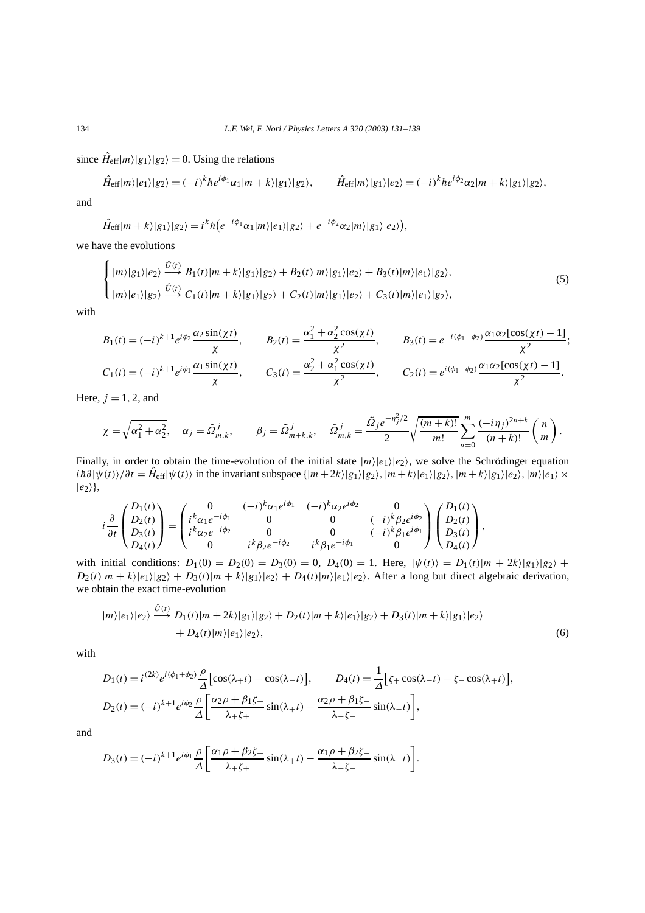since $\hat{H}_{\text{eff}}|m\rangle|g_1\rangle|g_2\rangle = 0$. Using the relations

$$\hat{H}_{\text{eff}}|m\rangle|e_1\rangle|g_2\rangle = (-i)^k \hbar e^{i\phi_1}\alpha_1|m+k\rangle|g_1\rangle|g_2\rangle, \qquad \hat{H}_{\text{eff}}|m\rangle|g_1\rangle|e_2\rangle = (-i)^k \hbar e^{i\phi_2}\alpha_2|m+k\rangle|g_1\rangle|g_2\rangle,$$

and

$$\hat{H}_{\text{eff}}|m+k\rangle|g_1\rangle|g_2\rangle = i^k \hbar\big(e^{-i\phi_1}\alpha_1|m\rangle|e_1\rangle|g_2\rangle + e^{-i\phi_2}\alpha_2|m\rangle|g_1\rangle|e_2\rangle\big),$$

we have the evolutions

$$\begin{cases} |m\rangle|g_1\rangle|e_2\rangle \xrightarrow{\hat{U}(t)} B_1(t)|m+k\rangle|g_1\rangle|g_2\rangle + B_2(t)|m\rangle|g_1\rangle|e_2\rangle + B_3(t)|m\rangle|e_1\rangle|g_2\rangle, \\ |m\rangle|e_1\rangle|g_2\rangle \xrightarrow{\hat{U}(t)} C_1(t)|m+k\rangle|g_1\rangle|g_2\rangle + C_2(t)|m\rangle|g_1\rangle|e_2\rangle + C_3(t)|m\rangle|e_1\rangle|g_2\rangle, \end{cases} \tag{5}$$

with

$$B_1(t) = (-i)^{k+1}e^{i\phi_2}\frac{\alpha_2\sin(\chi t)}{\chi}, \qquad B_2(t) = \frac{\alpha_1^2+\alpha_2^2\cos(\chi t)}{\chi^2}, \qquad B_3(t) = e^{-i(\phi_1-\phi_2)}\frac{\alpha_1\alpha_2[\cos(\chi t)-1]}{\chi^2};$$

$$C_1(t) = (-i)^{k+1}e^{i\phi_1}\frac{\alpha_1\sin(\chi t)}{\chi}, \qquad C_3(t) = \frac{\alpha_2^2+\alpha_1^2\cos(\chi t)}{\chi^2}, \qquad C_2(t) = e^{i(\phi_1-\phi_2)}\frac{\alpha_1\alpha_2[\cos(\chi t)-1]}{\chi^2}.$$

Here, $j = 1, 2$, and

$$\chi = \sqrt{\alpha_1^2+\alpha_2^2}, \quad \alpha_j = \tilde{\Omega}^j_{m,k}, \qquad \beta_j = \tilde{\Omega}^j_{m+k,k}, \quad \tilde{\Omega}^j_{m,k} = \frac{\tilde{\Omega}_j e^{-\eta_j^2/2}}{2}\sqrt{\frac{(m+k)!}{m!}}\sum_{n=0}^{m}\frac{(-i\eta_j)^{2n+k}}{(n+k)!}\binom{n}{m}.$$

Finally, in order to obtain the time-evolution of the initial state $|m\rangle|e_1\rangle|e_2\rangle$, we solve the Schrödinger equation $i\hbar\partial|\psi(t)\rangle/\partial t = \hat{H}_{\text{eff}}|\psi(t)\rangle$ in the invariant subspace $\{|m+2k\rangle|g_1\rangle|g_2\rangle, |m+k\rangle|e_1\rangle|g_2\rangle, |m+k\rangle|g_1\rangle|e_2\rangle, |m\rangle|e_1\rangle \times |e_2\rangle\}$,

$$i\frac{\partial}{\partial t}\begin{pmatrix} D_1(t) \\ D_2(t) \\ D_3(t) \\ D_4(t) \end{pmatrix} = \begin{pmatrix} 0 & (-i)^k\alpha_1 e^{i\phi_1} & (-i)^k\alpha_2 e^{i\phi_2} & 0 \\ i^k\alpha_1 e^{-i\phi_1} & 0 & 0 & (-i)^k\beta_2 e^{i\phi_2} \\ i^k\alpha_2 e^{-i\phi_2} & 0 & 0 & (-i)^k\beta_1 e^{i\phi_1} \\ 0 & i^k\beta_2 e^{-i\phi_2} & i^k\beta_1 e^{-i\phi_1} & 0 \end{pmatrix}\begin{pmatrix} D_1(t) \\ D_2(t) \\ D_3(t) \\ D_4(t) \end{pmatrix},$$

with initial conditions: $D_1(0) = D_2(0) = D_3(0) = 0$, $D_4(0) = 1$. Here, $|\psi(t)\rangle = D_1(t)|m+2k\rangle|g_1\rangle|g_2\rangle + D_2(t)|m+k\rangle|e_1\rangle|g_2\rangle + D_3(t)|m+k\rangle|g_1\rangle|e_2\rangle + D_4(t)|m\rangle|e_1\rangle|e_2\rangle$. After a long but direct algebraic derivation, we obtain the exact time-evolution

$$\begin{aligned} |m\rangle|e_1\rangle|e_2\rangle \xrightarrow{\hat{U}(t)} & D_1(t)|m+2k\rangle|g_1\rangle|g_2\rangle + D_2(t)|m+k\rangle|e_1\rangle|g_2\rangle + D_3(t)|m+k\rangle|g_1\rangle|e_2\rangle \\ & + D_4(t)|m\rangle|e_1\rangle|e_2\rangle, \end{aligned} \tag{6}$$

with

$$D_1(t) = i^{(2k)}e^{i(\phi_1+\phi_2)}\frac{\rho}{\Delta}\big[\cos(\lambda_+ t) - \cos(\lambda_- t)\big], \qquad D_4(t) = \frac{1}{\Delta}\big[\zeta_+\cos(\lambda_- t) - \zeta_-\cos(\lambda_+ t)\big],$$

$$D_2(t) = (-i)^{k+1}e^{i\phi_2}\frac{\rho}{\Delta}\left[\frac{\alpha_2\rho+\beta_1\zeta_+}{\lambda_+\zeta_+}\sin(\lambda_+ t) - \frac{\alpha_2\rho+\beta_1\zeta_-}{\lambda_-\zeta_-}\sin(\lambda_- t)\right],$$

and

$$D_3(t) = (-i)^{k+1}e^{i\phi_1}\frac{\rho}{\Delta}\left[\frac{\alpha_1\rho+\beta_2\zeta_+}{\lambda_+\zeta_+}\sin(\lambda_+ t) - \frac{\alpha_1\rho+\beta_2\zeta_-}{\lambda_-\zeta_-}\sin(\lambda_- t)\right].$$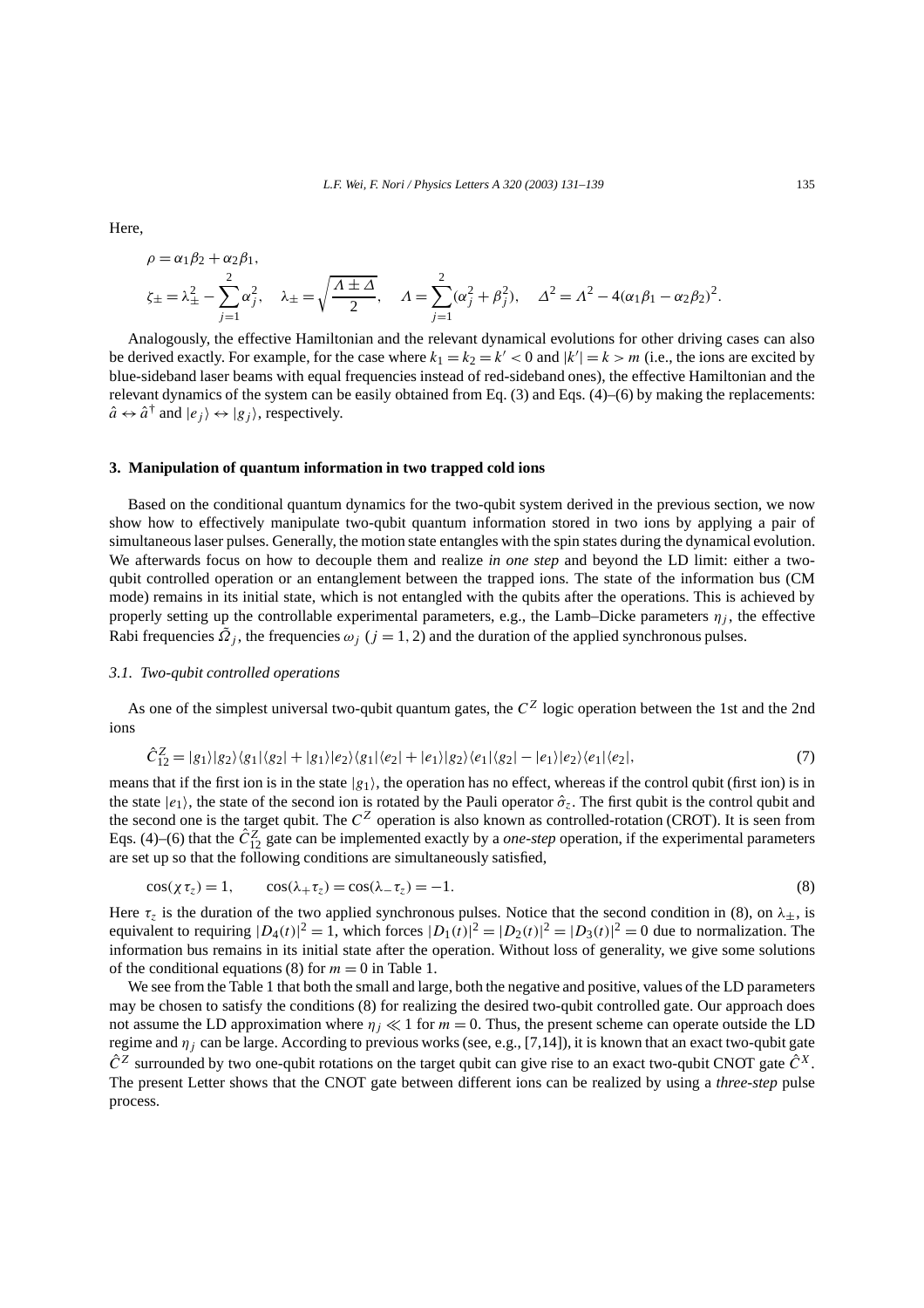Here,

$$\rho = \alpha_1\beta_2 + \alpha_2\beta_1,$$

$$\zeta_\pm = \lambda_\pm^2 - \sum_{j=1}^{2}\alpha_j^2, \quad \lambda_\pm = \sqrt{\frac{\Lambda \pm \Delta}{2}}, \quad \Lambda = \sum_{j=1}^{2}(\alpha_j^2 + \beta_j^2), \quad \Delta^2 = \Lambda^2 - 4(\alpha_1\beta_1 - \alpha_2\beta_2)^2.$$

Analogously, the effective Hamiltonian and the relevant dynamical evolutions for other driving cases can also be derived exactly. For example, for the case where $k_1 = k_2 = k' < 0$ and $|k'| = k > m$ (i.e., the ions are excited by blue-sideband laser beams with equal frequencies instead of red-sideband ones), the effective Hamiltonian and the relevant dynamics of the system can be easily obtained from Eq. (3) and Eqs. (4)–(6) by making the replacements: $\hat{a} \leftrightarrow \hat{a}^\dagger$ and $|e_j\rangle \leftrightarrow |g_j\rangle$, respectively.

## 3. Manipulation of quantum information in two trapped cold ions

Based on the conditional quantum dynamics for the two-qubit system derived in the previous section, we now show how to effectively manipulate two-qubit quantum information stored in two ions by applying a pair of simultaneous laser pulses. Generally, the motion state entangles with the spin states during the dynamical evolution. We afterwards focus on how to decouple them and realize *in one step* and beyond the LD limit: either a two-qubit controlled operation or an entanglement between the trapped ions. The state of the information bus (CM mode) remains in its initial state, which is not entangled with the qubits after the operations. This is achieved by properly setting up the controllable experimental parameters, e.g., the Lamb–Dicke parameters $\eta_j$, the effective Rabi frequencies $\tilde{\Omega}_j$, the frequencies $\omega_j$ ($j = 1, 2$) and the duration of the applied synchronous pulses.

### 3.1. Two-qubit controlled operations

As one of the simplest universal two-qubit quantum gates, the $C^Z$ logic operation between the 1st and the 2nd ions

$$\hat{C}_{12}^Z = |g_1\rangle|g_2\rangle\langle g_1|\langle g_2| + |g_1\rangle|e_2\rangle\langle g_1|\langle e_2| + |e_1\rangle|g_2\rangle\langle e_1|\langle g_2| - |e_1\rangle|e_2\rangle\langle e_1|\langle e_2|, \tag{7}$$

means that if the first ion is in the state $|g_1\rangle$, the operation has no effect, whereas if the control qubit (first ion) is in the state $|e_1\rangle$, the state of the second ion is rotated by the Pauli operator $\hat{\sigma}_z$. The first qubit is the control qubit and the second one is the target qubit. The $C^Z$ operation is also known as controlled-rotation (CROT). It is seen from Eqs. (4)–(6) that the $\hat{C}_{12}^Z$ gate can be implemented exactly by a *one-step* operation, if the experimental parameters are set up so that the following conditions are simultaneously satisfied,

$$\cos(\chi\tau_z) = 1, \qquad \cos(\lambda_+\tau_z) = \cos(\lambda_-\tau_z) = -1. \tag{8}$$

Here $\tau_z$ is the duration of the two applied synchronous pulses. Notice that the second condition in (8), on $\lambda_\pm$, is equivalent to requiring $|D_4(t)|^2 = 1$, which forces $|D_1(t)|^2 = |D_2(t)|^2 = |D_3(t)|^2 = 0$ due to normalization. The information bus remains in its initial state after the operation. Without loss of generality, we give some solutions of the conditional equations (8) for $m = 0$ in Table 1.

We see from the Table 1 that both the small and large, both the negative and positive, values of the LD parameters may be chosen to satisfy the conditions (8) for realizing the desired two-qubit controlled gate. Our approach does not assume the LD approximation where $\eta_j \ll 1$ for $m = 0$. Thus, the present scheme can operate outside the LD regime and $\eta_j$ can be large. According to previous works (see, e.g., [7,14]), it is known that an exact two-qubit gate $\hat{C}^Z$ surrounded by two one-qubit rotations on the target qubit can give rise to an exact two-qubit CNOT gate $\hat{C}^X$. The present Letter shows that the CNOT gate between different ions can be realized by using a *three-step* pulse process.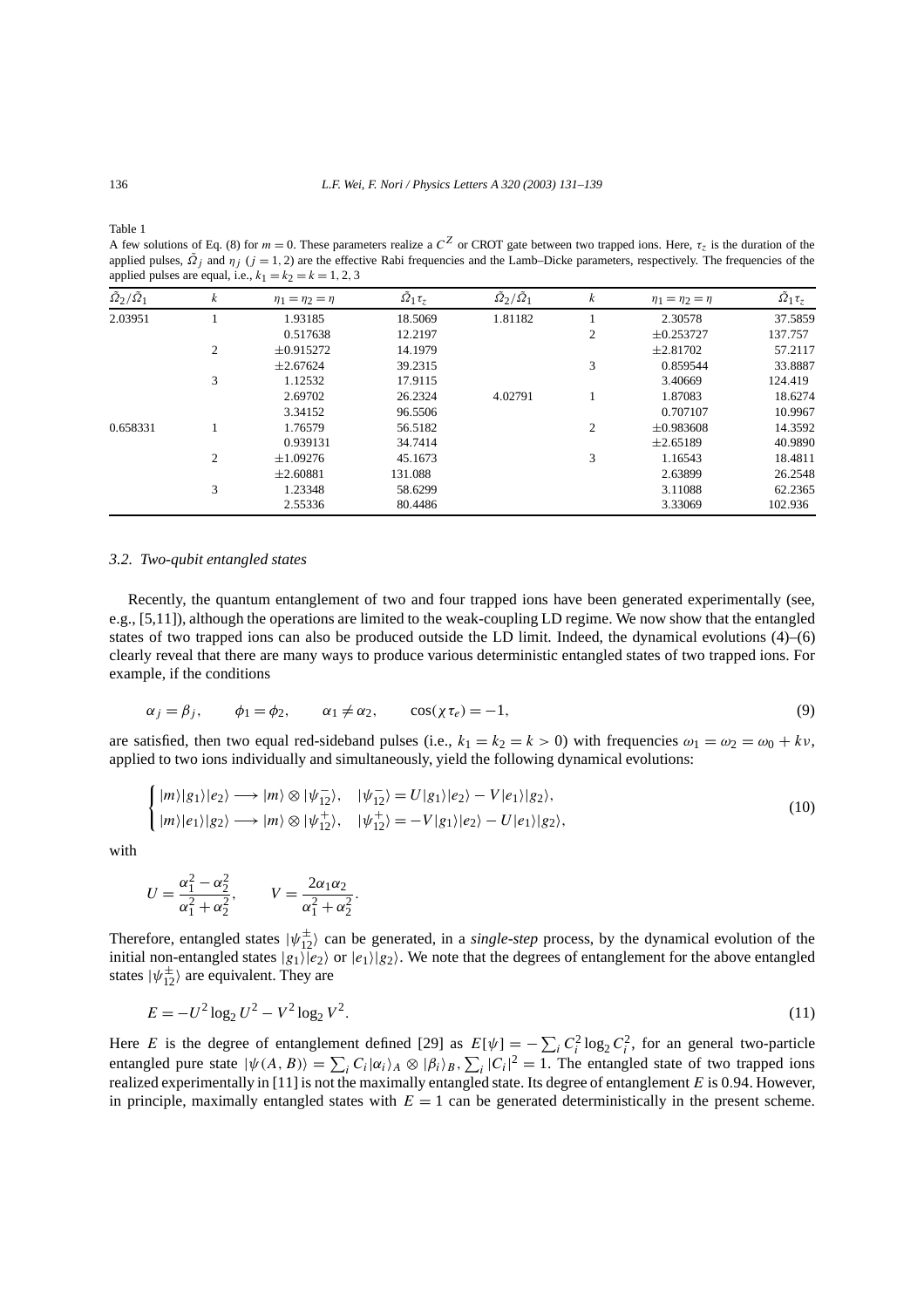Table 1

A few solutions of Eq. (8) for $m = 0$. These parameters realize a $C^Z$ or CROT gate between two trapped ions. Here, $\tau_z$ is the duration of the applied pulses, $\tilde{\Omega}_j$ and $\eta_j$ $(j = 1, 2)$ are the effective Rabi frequencies and the Lamb–Dicke parameters, respectively. The frequencies of the applied pulses are equal, i.e., $k_1 = k_2 = k = 1, 2, 3$

| $\tilde{\Omega}_2/\tilde{\Omega}_1$ | $k$ | $\eta_1 = \eta_2 = \eta$ | $\tilde{\Omega}_1\tau_z$ | $\tilde{\Omega}_2/\tilde{\Omega}_1$ | $k$ | $\eta_1 = \eta_2 = \eta$ | $\tilde{\Omega}_1\tau_z$ |
|---|---|---|---|---|---|---|---|
| 2.03951 | 1 | 1.93185 | 18.5069 | 1.81182 | 1 | 2.30578 | 37.5859 |
| | | 0.517638 | 12.2197 | | 2 | ±0.253727 | 137.757 |
| | 2 | ±0.915272 | 14.1979 | | | ±2.81702 | 57.2117 |
| | | ±2.67624 | 39.2315 | | 3 | 0.859544 | 33.8887 |
| | 3 | 1.12532 | 17.9115 | | | 3.40669 | 124.419 |
| | | 2.69702 | 26.2324 | 4.02791 | 1 | 1.87083 | 18.6274 |
| | | 3.34152 | 96.5506 | | | 0.707107 | 10.9967 |
| 0.658331 | 1 | 1.76579 | 56.5182 | | 2 | ±0.983608 | 14.3592 |
| | | 0.939131 | 34.7414 | | | ±2.65189 | 40.9890 |
| | 2 | ±1.09276 | 45.1673 | | 3 | 1.16543 | 18.4811 |
| | | ±2.60881 | 131.088 | | | 2.63899 | 26.2548 |
| | 3 | 1.23348 | 58.6299 | | | 3.11088 | 62.2365 |
| | | 2.55336 | 80.4486 | | | 3.33069 | 102.936 |

### 3.2. Two-qubit entangled states

Recently, the quantum entanglement of two and four trapped ions have been generated experimentally (see, e.g., [5,11]), although the operations are limited to the weak-coupling LD regime. We now show that the entangled states of two trapped ions can also be produced outside the LD limit. Indeed, the dynamical evolutions (4)–(6) clearly reveal that there are many ways to produce various deterministic entangled states of two trapped ions. For example, if the conditions

$$\alpha_j = \beta_j, \qquad \phi_1 = \phi_2, \qquad \alpha_1 \neq \alpha_2, \qquad \cos(\chi\tau_e) = -1, \tag{9}$$

are satisfied, then two equal red-sideband pulses (i.e., $k_1 = k_2 = k > 0$) with frequencies $\omega_1 = \omega_2 = \omega_0 + k\nu$, applied to two ions individually and simultaneously, yield the following dynamical evolutions:

$$\begin{cases} |m\rangle|g_1\rangle|e_2\rangle \longrightarrow |m\rangle \otimes |\psi_{12}^-\rangle, & |\psi_{12}^-\rangle = U|g_1\rangle|e_2\rangle - V|e_1\rangle|g_2\rangle, \\ |m\rangle|e_1\rangle|g_2\rangle \longrightarrow |m\rangle \otimes |\psi_{12}^+\rangle, & |\psi_{12}^+\rangle = -V|g_1\rangle|e_2\rangle - U|e_1\rangle|g_2\rangle, \end{cases} \tag{10}$$

with

$$U = \frac{\alpha_1^2 - \alpha_2^2}{\alpha_1^2 + \alpha_2^2}, \qquad V = \frac{2\alpha_1\alpha_2}{\alpha_1^2 + \alpha_2^2}.$$

Therefore, entangled states $|\psi_{12}^{\pm}\rangle$ can be generated, in a *single-step* process, by the dynamical evolution of the initial non-entangled states $|g_1\rangle|e_2\rangle$ or $|e_1\rangle|g_2\rangle$. We note that the degrees of entanglement for the above entangled states $|\psi_{12}^{\pm}\rangle$ are equivalent. They are

$$E = -U^2 \log_2 U^2 - V^2 \log_2 V^2. \tag{11}$$

Here $E$ is the degree of entanglement defined [29] as $E[\psi] = -\sum_i C_i^2 \log_2 C_i^2$, for an general two-particle entangled pure state $|\psi(A, B)\rangle = \sum_i C_i|\alpha_i\rangle_A \otimes |\beta_i\rangle_B$, $\sum_i |C_i|^2 = 1$. The entangled state of two trapped ions realized experimentally in [11] is not the maximally entangled state. Its degree of entanglement $E$ is 0.94. However, in principle, maximally entangled states with $E = 1$ can be generated deterministically in the present scheme.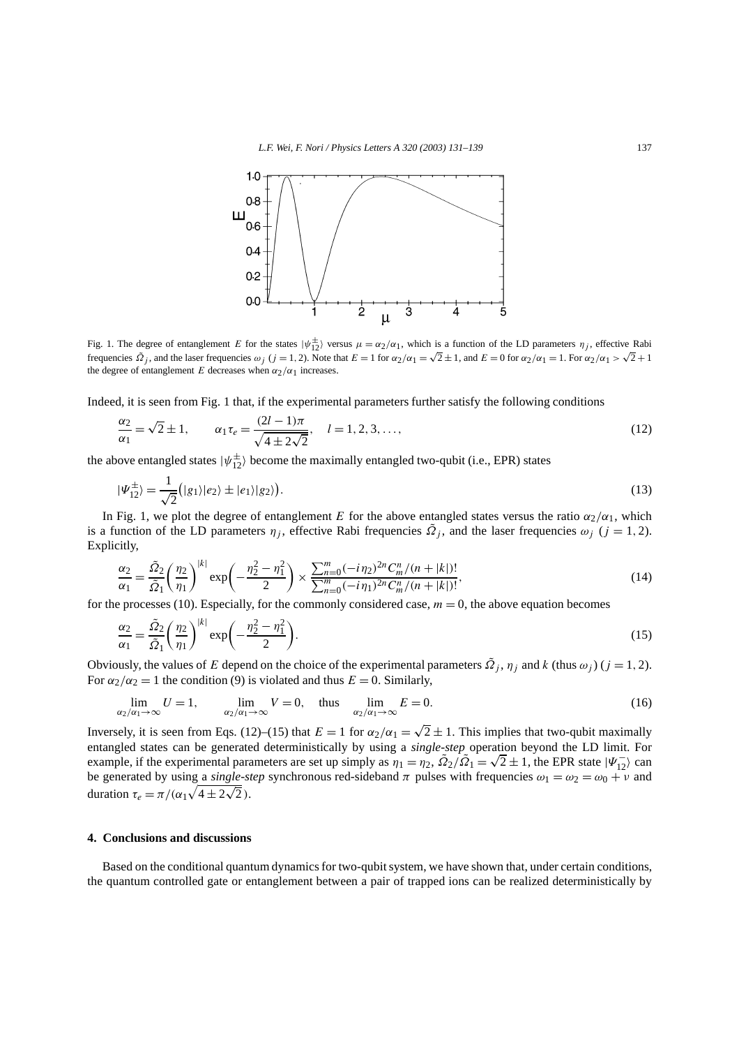Fig. 1. The degree of entanglement $E$ for the states $|\psi_{12}^{\pm}\rangle$ versus $\mu = \alpha_2/\alpha_1$, which is a function of the LD parameters $\eta_j$, effective Rabi frequencies $\tilde{\Omega}_j$, and the laser frequencies $\omega_j$ ($j = 1, 2$). Note that $E = 1$ for $\alpha_2/\alpha_1 = \sqrt{2} \pm 1$, and $E = 0$ for $\alpha_2/\alpha_1 = 1$. For $\alpha_2/\alpha_1 > \sqrt{2} + 1$ the degree of entanglement $E$ decreases when $\alpha_2/\alpha_1$ increases.

Indeed, it is seen from Fig. 1 that, if the experimental parameters further satisfy the following conditions

$$\frac{\alpha_2}{\alpha_1} = \sqrt{2} \pm 1, \qquad \alpha_1 \tau_e = \frac{(2l-1)\pi}{\sqrt{4 \pm 2\sqrt{2}}}, \quad l = 1, 2, 3, \ldots, \tag{12}$$

the above entangled states $|\psi_{12}^{\pm}\rangle$ become the maximally entangled two-qubit (i.e., EPR) states

$$|\Psi_{12}^{\pm}\rangle = \frac{1}{\sqrt{2}}\big(|g_1\rangle|e_2\rangle \pm |e_1\rangle|g_2\rangle\big). \tag{13}$$

In Fig. 1, we plot the degree of entanglement $E$ for the above entangled states versus the ratio $\alpha_2/\alpha_1$, which is a function of the LD parameters $\eta_j$, effective Rabi frequencies $\tilde{\Omega}_j$, and the laser frequencies $\omega_j$ ($j = 1, 2$). Explicitly,

$$\frac{\alpha_2}{\alpha_1} = \frac{\tilde{\Omega}_2}{\tilde{\Omega}_1}\left(\frac{\eta_2}{\eta_1}\right)^{|k|} \exp\left(-\frac{\eta_2^2 - \eta_1^2}{2}\right) \times \frac{\sum_{n=0}^{m}(-i\eta_2)^{2n} C_m^n/(n+|k|)!}{\sum_{n=0}^{m}(-i\eta_1)^{2n} C_m^n/(n+|k|)!}, \tag{14}$$

for the processes (10). Especially, for the commonly considered case, $m = 0$, the above equation becomes

$$\frac{\alpha_2}{\alpha_1} = \frac{\tilde{\Omega}_2}{\tilde{\Omega}_1}\left(\frac{\eta_2}{\eta_1}\right)^{|k|} \exp\left(-\frac{\eta_2^2 - \eta_1^2}{2}\right). \tag{15}$$

Obviously, the values of $E$ depend on the choice of the experimental parameters $\tilde{\Omega}_j$, $\eta_j$ and $k$ (thus $\omega_j$) ($j = 1, 2$). For $\alpha_2/\alpha_2 = 1$ the condition (9) is violated and thus $E = 0$. Similarly,

$$\lim_{\alpha_2/\alpha_1 \to \infty} U = 1, \qquad \lim_{\alpha_2/\alpha_1 \to \infty} V = 0, \quad \text{thus} \quad \lim_{\alpha_2/\alpha_1 \to \infty} E = 0. \tag{16}$$

Inversely, it is seen from Eqs. (12)–(15) that $E = 1$ for $\alpha_2/\alpha_1 = \sqrt{2} \pm 1$. This implies that two-qubit maximally entangled states can be generated deterministically by using a *single-step* operation beyond the LD limit. For example, if the experimental parameters are set up simply as $\eta_1 = \eta_2$, $\tilde{\Omega}_2/\tilde{\Omega}_1 = \sqrt{2} \pm 1$, the EPR state $|\Psi_{12}^{-}\rangle$ can be generated by using a *single-step* synchronous red-sideband $\pi$ pulses with frequencies $\omega_1 = \omega_2 = \omega_0 + \nu$ and duration $\tau_e = \pi/(\alpha_1\sqrt{4 \pm 2\sqrt{2}})$.

## 4. Conclusions and discussions

Based on the conditional quantum dynamics for two-qubit system, we have shown that, under certain conditions, the quantum controlled gate or entanglement between a pair of trapped ions can be realized deterministically by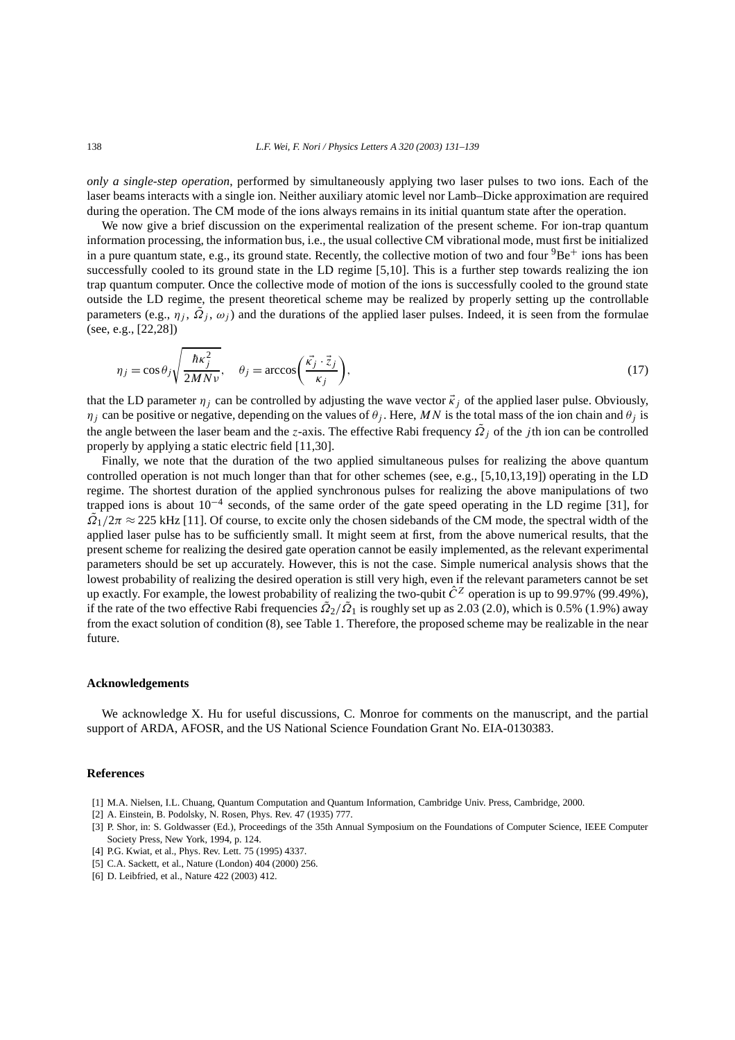*only a single-step operation*, performed by simultaneously applying two laser pulses to two ions. Each of the laser beams interacts with a single ion. Neither auxiliary atomic level nor Lamb–Dicke approximation are required during the operation. The CM mode of the ions always remains in its initial quantum state after the operation.

We now give a brief discussion on the experimental realization of the present scheme. For ion-trap quantum information processing, the information bus, i.e., the usual collective CM vibrational mode, must first be initialized in a pure quantum state, e.g., its ground state. Recently, the collective motion of two and four $^9\mathrm{Be}^+$ ions has been successfully cooled to its ground state in the LD regime [5,10]. This is a further step towards realizing the ion trap quantum computer. Once the collective mode of motion of the ions is successfully cooled to the ground state outside the LD regime, the present theoretical scheme may be realized by properly setting up the controllable parameters (e.g., $\eta_j$, $\tilde{\Omega}_j$, $\omega_j$) and the durations of the applied laser pulses. Indeed, it is seen from the formulae (see, e.g., [22,28])

$$\eta_j = \cos\theta_j \sqrt{\frac{\hbar\kappa_j^2}{2MN\nu}}, \quad \theta_j = \arccos\left(\frac{\vec{\kappa_j} \cdot \vec{z}_j}{\kappa_j}\right), \tag{17}$$

that the LD parameter $\eta_j$ can be controlled by adjusting the wave vector $\vec{\kappa}_j$ of the applied laser pulse. Obviously, $\eta_j$ can be positive or negative, depending on the values of $\theta_j$. Here, $MN$ is the total mass of the ion chain and $\theta_j$ is the angle between the laser beam and the $z$-axis. The effective Rabi frequency $\tilde{\Omega}_j$ of the $j$th ion can be controlled properly by applying a static electric field [11,30].

Finally, we note that the duration of the two applied simultaneous pulses for realizing the above quantum controlled operation is not much longer than that for other schemes (see, e.g., [5,10,13,19]) operating in the LD regime. The shortest duration of the applied synchronous pulses for realizing the above manipulations of two trapped ions is about $10^{-4}$ seconds, of the same order of the gate speed operating in the LD regime [31], for $\tilde{\Omega}_1/2\pi \approx 225$ kHz [11]. Of course, to excite only the chosen sidebands of the CM mode, the spectral width of the applied laser pulse has to be sufficiently small. It might seem at first, from the above numerical results, that the present scheme for realizing the desired gate operation cannot be easily implemented, as the relevant experimental parameters should be set up accurately. However, this is not the case. Simple numerical analysis shows that the lowest probability of realizing the desired operation is still very high, even if the relevant parameters cannot be set up exactly. For example, the lowest probability of realizing the two-qubit $\hat{C}^Z$ operation is up to 99.97% (99.49%), if the rate of the two effective Rabi frequencies $\tilde{\Omega}_2/\tilde{\Omega}_1$ is roughly set up as 2.03 (2.0), which is 0.5% (1.9%) away from the exact solution of condition (8), see Table 1. Therefore, the proposed scheme may be realizable in the near future.

## Acknowledgements

We acknowledge X. Hu for useful discussions, C. Monroe for comments on the manuscript, and the partial support of ARDA, AFOSR, and the US National Science Foundation Grant No. EIA-0130383.

## References

[1] M.A. Nielsen, I.L. Chuang, Quantum Computation and Quantum Information, Cambridge Univ. Press, Cambridge, 2000.

[2] A. Einstein, B. Podolsky, N. Rosen, Phys. Rev. 47 (1935) 777.

[3] P. Shor, in: S. Goldwasser (Ed.), Proceedings of the 35th Annual Symposium on the Foundations of Computer Science, IEEE Computer Society Press, New York, 1994, p. 124.

[4] P.G. Kwiat, et al., Phys. Rev. Lett. 75 (1995) 4337.

[5] C.A. Sackett, et al., Nature (London) 404 (2000) 256.

[6] D. Leibfried, et al., Nature 422 (2003) 412.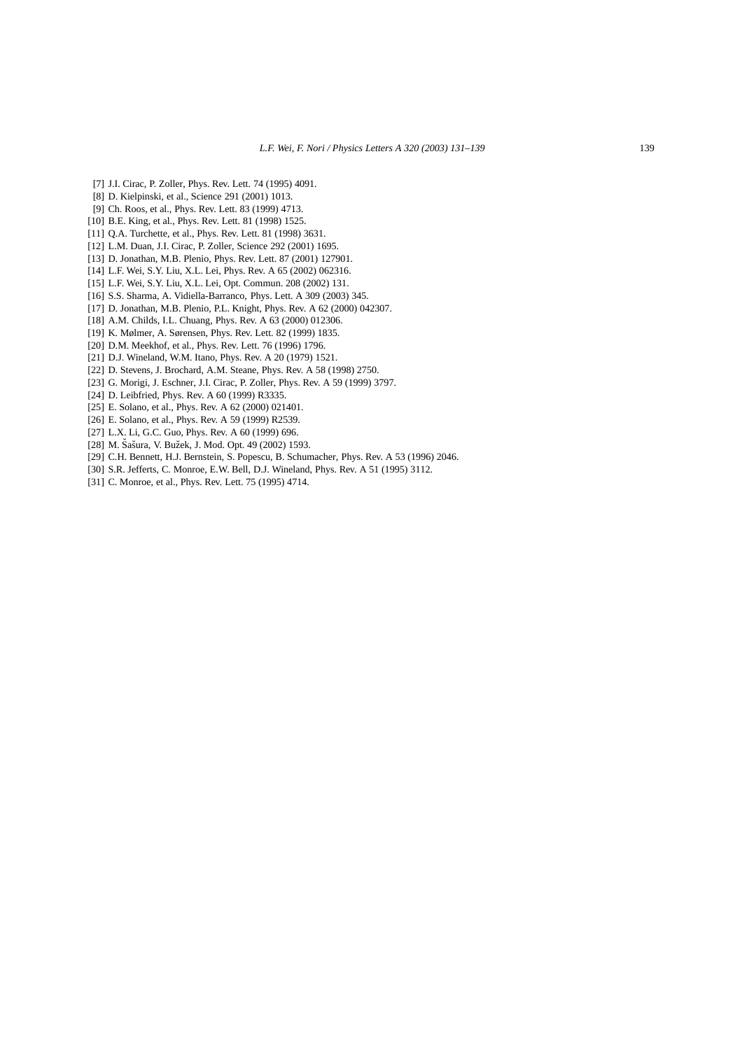[7] J.I. Cirac, P. Zoller, Phys. Rev. Lett. 74 (1995) 4091.
[8] D. Kielpinski, et al., Science 291 (2001) 1013.
[9] Ch. Roos, et al., Phys. Rev. Lett. 83 (1999) 4713.
[10] B.E. King, et al., Phys. Rev. Lett. 81 (1998) 1525.
[11] Q.A. Turchette, et al., Phys. Rev. Lett. 81 (1998) 3631.
[12] L.M. Duan, J.I. Cirac, P. Zoller, Science 292 (2001) 1695.
[13] D. Jonathan, M.B. Plenio, Phys. Rev. Lett. 87 (2001) 127901.
[14] L.F. Wei, S.Y. Liu, X.L. Lei, Phys. Rev. A 65 (2002) 062316.
[15] L.F. Wei, S.Y. Liu, X.L. Lei, Opt. Commun. 208 (2002) 131.
[16] S.S. Sharma, A. Vidiella-Barranco, Phys. Lett. A 309 (2003) 345.
[17] D. Jonathan, M.B. Plenio, P.L. Knight, Phys. Rev. A 62 (2000) 042307.
[18] A.M. Childs, I.L. Chuang, Phys. Rev. A 63 (2000) 012306.
[19] K. Mølmer, A. Sørensen, Phys. Rev. Lett. 82 (1999) 1835.
[20] D.M. Meekhof, et al., Phys. Rev. Lett. 76 (1996) 1796.
[21] D.J. Wineland, W.M. Itano, Phys. Rev. A 20 (1979) 1521.
[22] D. Stevens, J. Brochard, A.M. Steane, Phys. Rev. A 58 (1998) 2750.
[23] G. Morigi, J. Eschner, J.I. Cirac, P. Zoller, Phys. Rev. A 59 (1999) 3797.
[24] D. Leibfried, Phys. Rev. A 60 (1999) R3335.
[25] E. Solano, et al., Phys. Rev. A 62 (2000) 021401.
[26] E. Solano, et al., Phys. Rev. A 59 (1999) R2539.
[27] L.X. Li, G.C. Guo, Phys. Rev. A 60 (1999) 696.
[28] M. Šašura, V. Bužek, J. Mod. Opt. 49 (2002) 1593.
[29] C.H. Bennett, H.J. Bernstein, S. Popescu, B. Schumacher, Phys. Rev. A 53 (1996) 2046.
[30] S.R. Jefferts, C. Monroe, E.W. Bell, D.J. Wineland, Phys. Rev. A 51 (1995) 3112.
[31] C. Monroe, et al., Phys. Rev. Lett. 75 (1995) 4714.